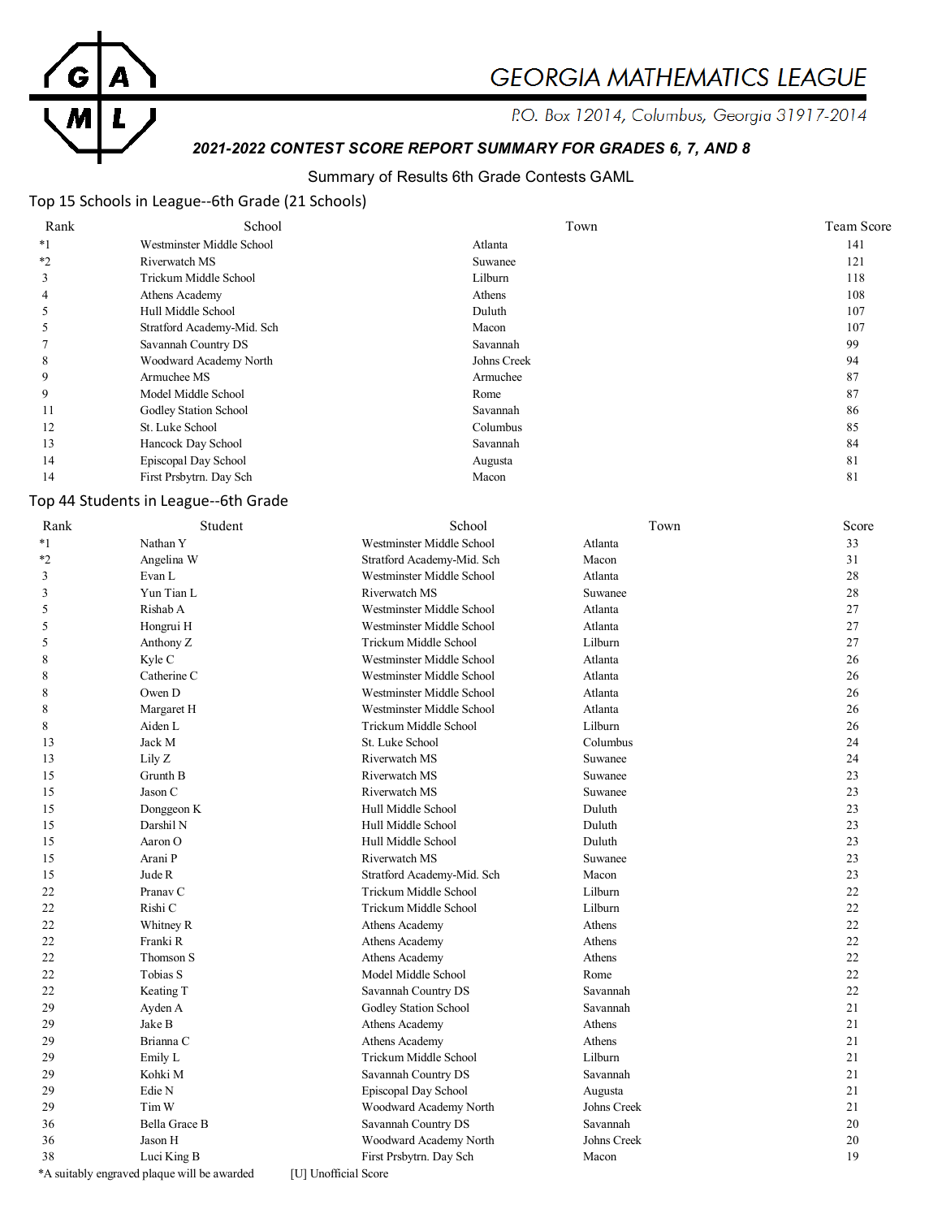# GEORGIA MATHEMATICS LEAGUE

*P.O. Box 12014, Columbus, Georgia 31917-2014*

***2021-2022 CONTEST SCORE REPORT SUMMARY FOR GRADES 6, 7, AND 8***

Summary of Results 6th Grade Contests GAML

## Top 15 Schools in League--6th Grade (21 Schools)

| Rank | School | Town | Team Score |
|---|---|---|---|
| *1 | Westminster Middle School | Atlanta | 141 |
| *2 | Riverwatch MS | Suwanee | 121 |
| 3 | Trickum Middle School | Lilburn | 118 |
| 4 | Athens Academy | Athens | 108 |
| 5 | Hull Middle School | Duluth | 107 |
| 5 | Stratford Academy-Mid. Sch | Macon | 107 |
| 7 | Savannah Country DS | Savannah | 99 |
| 8 | Woodward Academy North | Johns Creek | 94 |
| 9 | Armuchee MS | Armuchee | 87 |
| 9 | Model Middle School | Rome | 87 |
| 11 | Godley Station School | Savannah | 86 |
| 12 | St. Luke School | Columbus | 85 |
| 13 | Hancock Day School | Savannah | 84 |
| 14 | Episcopal Day School | Augusta | 81 |
| 14 | First Prsbytrn. Day Sch | Macon | 81 |

## Top 44 Students in League--6th Grade

| Rank | Student | School | Town | Score |
|---|---|---|---|---|
| *1 | Nathan Y | Westminster Middle School | Atlanta | 33 |
| *2 | Angelina W | Stratford Academy-Mid. Sch | Macon | 31 |
| 3 | Evan L | Westminster Middle School | Atlanta | 28 |
| 3 | Yun Tian L | Riverwatch MS | Suwanee | 28 |
| 5 | Rishab A | Westminster Middle School | Atlanta | 27 |
| 5 | Hongrui H | Westminster Middle School | Atlanta | 27 |
| 5 | Anthony Z | Trickum Middle School | Lilburn | 27 |
| 8 | Kyle C | Westminster Middle School | Atlanta | 26 |
| 8 | Catherine C | Westminster Middle School | Atlanta | 26 |
| 8 | Owen D | Westminster Middle School | Atlanta | 26 |
| 8 | Margaret H | Westminster Middle School | Atlanta | 26 |
| 8 | Aiden L | Trickum Middle School | Lilburn | 26 |
| 13 | Jack M | St. Luke School | Columbus | 24 |
| 13 | Lily Z | Riverwatch MS | Suwanee | 24 |
| 15 | Grunth B | Riverwatch MS | Suwanee | 23 |
| 15 | Jason C | Riverwatch MS | Suwanee | 23 |
| 15 | Donggeon K | Hull Middle School | Duluth | 23 |
| 15 | Darshil N | Hull Middle School | Duluth | 23 |
| 15 | Aaron O | Hull Middle School | Duluth | 23 |
| 15 | Arani P | Riverwatch MS | Suwanee | 23 |
| 15 | Jude R | Stratford Academy-Mid. Sch | Macon | 23 |
| 22 | Pranav C | Trickum Middle School | Lilburn | 22 |
| 22 | Rishi C | Trickum Middle School | Lilburn | 22 |
| 22 | Whitney R | Athens Academy | Athens | 22 |
| 22 | Franki R | Athens Academy | Athens | 22 |
| 22 | Thomson S | Athens Academy | Athens | 22 |
| 22 | Tobias S | Model Middle School | Rome | 22 |
| 22 | Keating T | Savannah Country DS | Savannah | 22 |
| 29 | Ayden A | Godley Station School | Savannah | 21 |
| 29 | Jake B | Athens Academy | Athens | 21 |
| 29 | Brianna C | Athens Academy | Athens | 21 |
| 29 | Emily L | Trickum Middle School | Lilburn | 21 |
| 29 | Kohki M | Savannah Country DS | Savannah | 21 |
| 29 | Edie N | Episcopal Day School | Augusta | 21 |
| 29 | Tim W | Woodward Academy North | Johns Creek | 21 |
| 36 | Bella Grace B | Savannah Country DS | Savannah | 20 |
| 36 | Jason H | Woodward Academy North | Johns Creek | 20 |
| 38 | Luci King B | First Prsbytrn. Day Sch | Macon | 19 |

*A suitably engraved plaque will be awarded    [U] Unofficial Score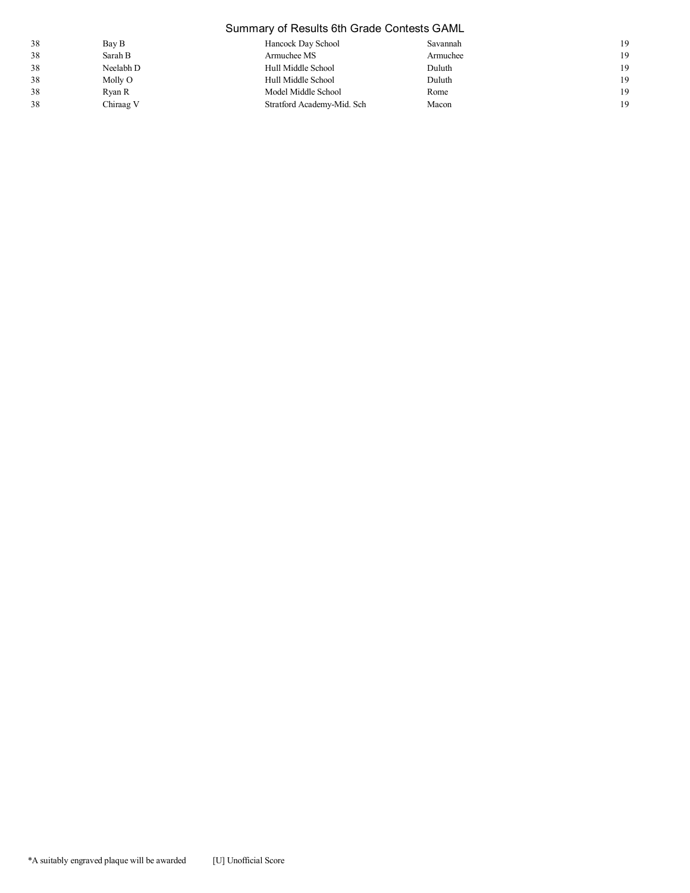# Summary of Results 6th Grade Contests GAML

| | | | | |
|---|---|---|---|---|
| 38 | Bay B | Hancock Day School | Savannah | 19 |
| 38 | Sarah B | Armuchee MS | Armuchee | 19 |
| 38 | Neelabh D | Hull Middle School | Duluth | 19 |
| 38 | Molly O | Hull Middle School | Duluth | 19 |
| 38 | Ryan R | Model Middle School | Rome | 19 |
| 38 | Chiraag V | Stratford Academy-Mid. Sch | Macon | 19 |

*A suitably engraved plaque will be awarded [U] Unofficial Score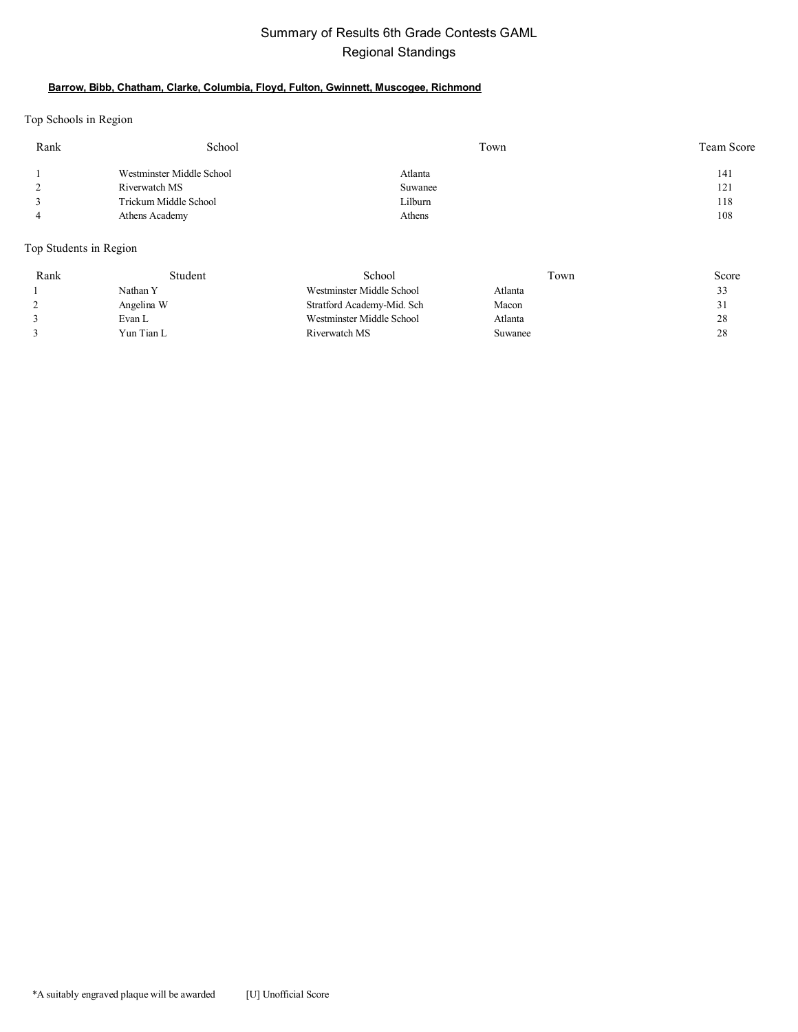# Summary of Results 6th Grade Contests GAML

## Regional Standings

**Barrow, Bibb, Chatham, Clarke, Columbia, Floyd, Fulton, Gwinnett, Muscogee, Richmond**

Top Schools in Region

| Rank | School | Town | Team Score |
|---|---|---|---|
| 1 | Westminster Middle School | Atlanta | 141 |
| 2 | Riverwatch MS | Suwanee | 121 |
| 3 | Trickum Middle School | Lilburn | 118 |
| 4 | Athens Academy | Athens | 108 |

Top Students in Region

| Rank | Student | School | Town | Score |
|---|---|---|---|---|
| 1 | Nathan Y | Westminster Middle School | Atlanta | 33 |
| 2 | Angelina W | Stratford Academy-Mid. Sch | Macon | 31 |
| 3 | Evan L | Westminster Middle School | Atlanta | 28 |
| 3 | Yun Tian L | Riverwatch MS | Suwanee | 28 |

*A suitably engraved plaque will be awarded [U] Unofficial Score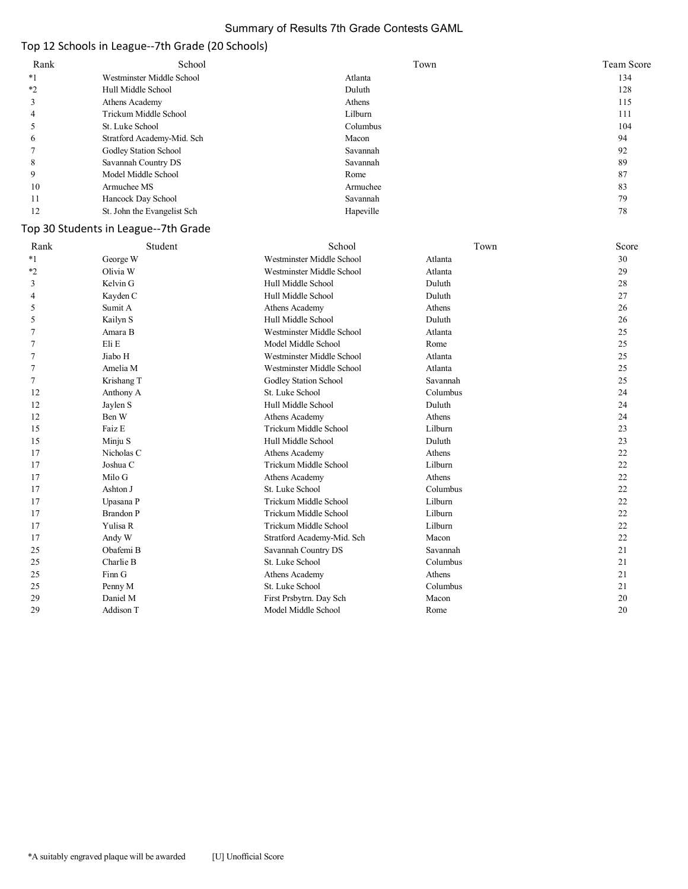# Summary of Results 7th Grade Contests GAML

## Top 12 Schools in League--7th Grade (20 Schools)

| Rank | School | Town | Team Score |
|---|---|---|---|
| *1 | Westminster Middle School | Atlanta | 134 |
| *2 | Hull Middle School | Duluth | 128 |
| 3 | Athens Academy | Athens | 115 |
| 4 | Trickum Middle School | Lilburn | 111 |
| 5 | St. Luke School | Columbus | 104 |
| 6 | Stratford Academy-Mid. Sch | Macon | 94 |
| 7 | Godley Station School | Savannah | 92 |
| 8 | Savannah Country DS | Savannah | 89 |
| 9 | Model Middle School | Rome | 87 |
| 10 | Armuchee MS | Armuchee | 83 |
| 11 | Hancock Day School | Savannah | 79 |
| 12 | St. John the Evangelist Sch | Hapeville | 78 |

## Top 30 Students in League--7th Grade

| Rank | Student | School | Town | Score |
|---|---|---|---|---|
| *1 | George W | Westminster Middle School | Atlanta | 30 |
| *2 | Olivia W | Westminster Middle School | Atlanta | 29 |
| 3 | Kelvin G | Hull Middle School | Duluth | 28 |
| 4 | Kayden C | Hull Middle School | Duluth | 27 |
| 5 | Sumit A | Athens Academy | Athens | 26 |
| 5 | Kailyn S | Hull Middle School | Duluth | 26 |
| 7 | Amara B | Westminster Middle School | Atlanta | 25 |
| 7 | Eli E | Model Middle School | Rome | 25 |
| 7 | Jiabo H | Westminster Middle School | Atlanta | 25 |
| 7 | Amelia M | Westminster Middle School | Atlanta | 25 |
| 7 | Krishang T | Godley Station School | Savannah | 25 |
| 12 | Anthony A | St. Luke School | Columbus | 24 |
| 12 | Jaylen S | Hull Middle School | Duluth | 24 |
| 12 | Ben W | Athens Academy | Athens | 24 |
| 15 | Faiz E | Trickum Middle School | Lilburn | 23 |
| 15 | Minju S | Hull Middle School | Duluth | 23 |
| 17 | Nicholas C | Athens Academy | Athens | 22 |
| 17 | Joshua C | Trickum Middle School | Lilburn | 22 |
| 17 | Milo G | Athens Academy | Athens | 22 |
| 17 | Ashton J | St. Luke School | Columbus | 22 |
| 17 | Upasana P | Trickum Middle School | Lilburn | 22 |
| 17 | Brandon P | Trickum Middle School | Lilburn | 22 |
| 17 | Yulisa R | Trickum Middle School | Lilburn | 22 |
| 17 | Andy W | Stratford Academy-Mid. Sch | Macon | 22 |
| 25 | Obafemi B | Savannah Country DS | Savannah | 21 |
| 25 | Charlie B | St. Luke School | Columbus | 21 |
| 25 | Finn G | Athens Academy | Athens | 21 |
| 25 | Penny M | St. Luke School | Columbus | 21 |
| 29 | Daniel M | First Prsbytrn. Day Sch | Macon | 20 |
| 29 | Addison T | Model Middle School | Rome | 20 |

*A suitably engraved plaque will be awarded [U] Unofficial Score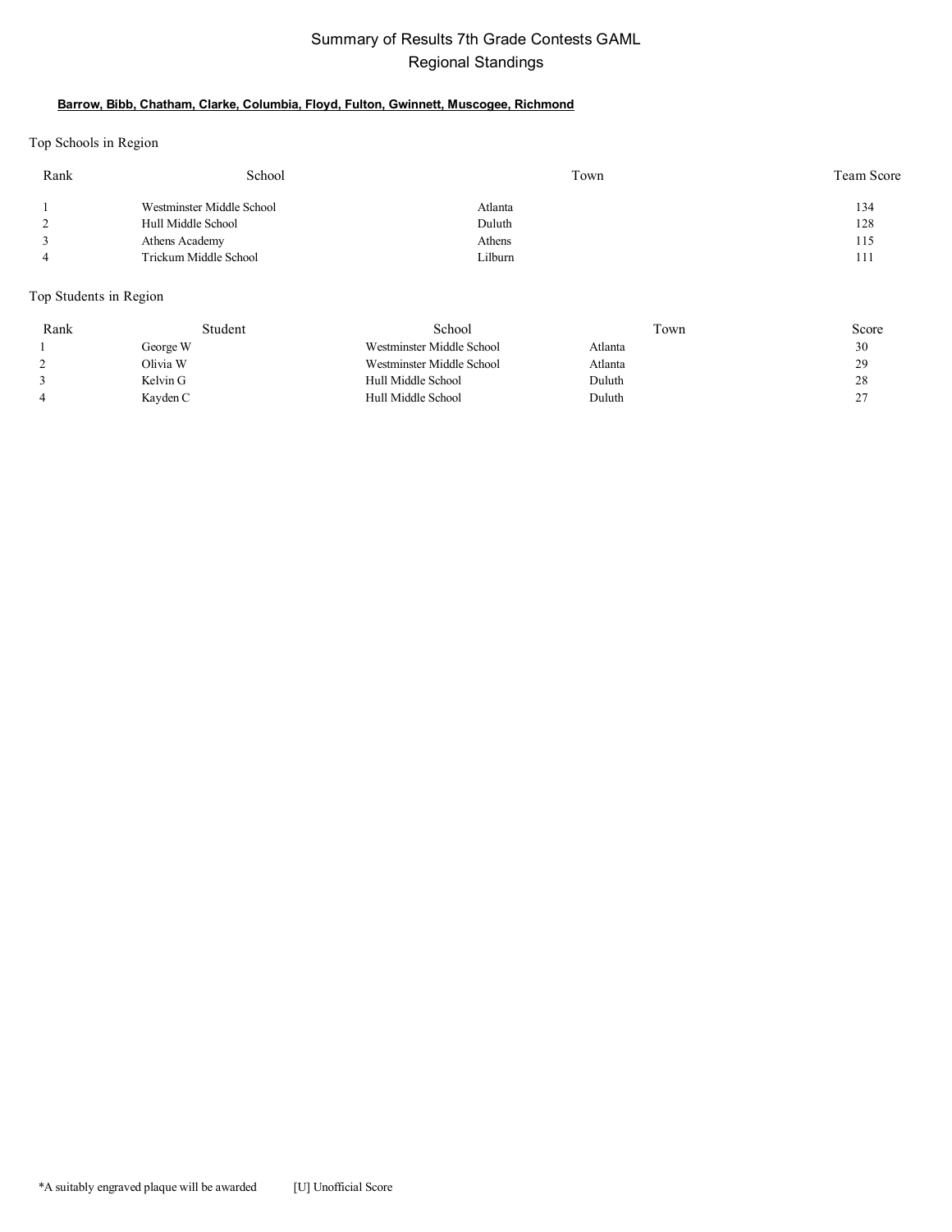# Summary of Results 7th Grade Contests GAML
## Regional Standings

**Barrow, Bibb, Chatham, Clarke, Columbia, Floyd, Fulton, Gwinnett, Muscogee, Richmond**

### Top Schools in Region

| Rank | School | Town | Team Score |
|---|---|---|---|
| 1 | Westminster Middle School | Atlanta | 134 |
| 2 | Hull Middle School | Duluth | 128 |
| 3 | Athens Academy | Athens | 115 |
| 4 | Trickum Middle School | Lilburn | 111 |

### Top Students in Region

| Rank | Student | School | Town | Score |
|---|---|---|---|---|
| 1 | George W | Westminster Middle School | Atlanta | 30 |
| 2 | Olivia W | Westminster Middle School | Atlanta | 29 |
| 3 | Kelvin G | Hull Middle School | Duluth | 28 |
| 4 | Kayden C | Hull Middle School | Duluth | 27 |

*A suitably engraved plaque will be awarded [U] Unofficial Score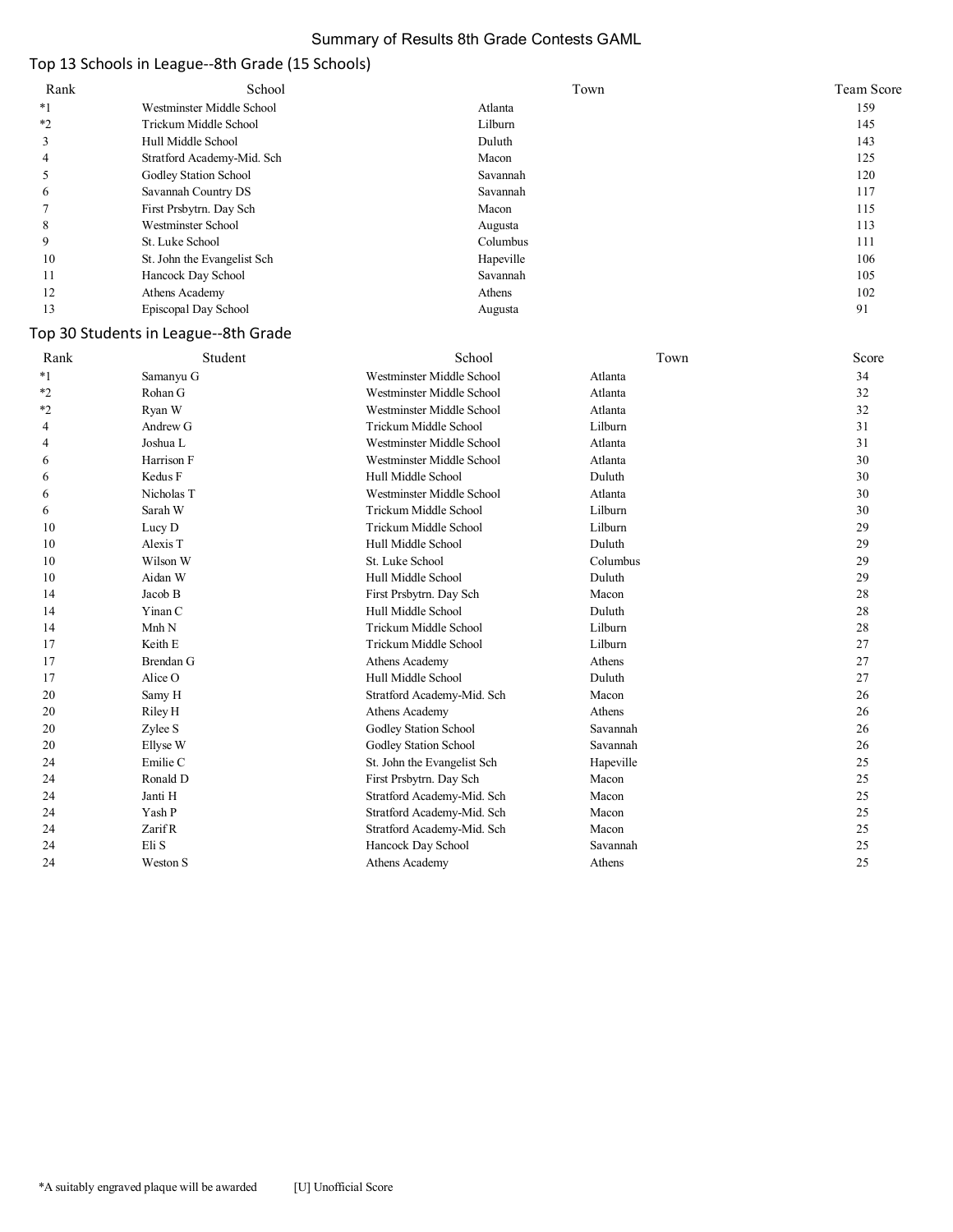# Summary of Results 8th Grade Contests GAML

## Top 13 Schools in League--8th Grade (15 Schools)

| Rank | School | Town | Team Score |
|---|---|---|---|
| *1 | Westminster Middle School | Atlanta | 159 |
| *2 | Trickum Middle School | Lilburn | 145 |
| 3 | Hull Middle School | Duluth | 143 |
| 4 | Stratford Academy-Mid. Sch | Macon | 125 |
| 5 | Godley Station School | Savannah | 120 |
| 6 | Savannah Country DS | Savannah | 117 |
| 7 | First Prsbytrn. Day Sch | Macon | 115 |
| 8 | Westminster School | Augusta | 113 |
| 9 | St. Luke School | Columbus | 111 |
| 10 | St. John the Evangelist Sch | Hapeville | 106 |
| 11 | Hancock Day School | Savannah | 105 |
| 12 | Athens Academy | Athens | 102 |
| 13 | Episcopal Day School | Augusta | 91 |

## Top 30 Students in League--8th Grade

| Rank | Student | School | Town | Score |
|---|---|---|---|---|
| *1 | Samanyu G | Westminster Middle School | Atlanta | 34 |
| *2 | Rohan G | Westminster Middle School | Atlanta | 32 |
| *2 | Ryan W | Westminster Middle School | Atlanta | 32 |
| 4 | Andrew G | Trickum Middle School | Lilburn | 31 |
| 4 | Joshua L | Westminster Middle School | Atlanta | 31 |
| 6 | Harrison F | Westminster Middle School | Atlanta | 30 |
| 6 | Kedus F | Hull Middle School | Duluth | 30 |
| 6 | Nicholas T | Westminster Middle School | Atlanta | 30 |
| 6 | Sarah W | Trickum Middle School | Lilburn | 30 |
| 10 | Lucy D | Trickum Middle School | Lilburn | 29 |
| 10 | Alexis T | Hull Middle School | Duluth | 29 |
| 10 | Wilson W | St. Luke School | Columbus | 29 |
| 10 | Aidan W | Hull Middle School | Duluth | 29 |
| 14 | Jacob B | First Prsbytrn. Day Sch | Macon | 28 |
| 14 | Yinan C | Hull Middle School | Duluth | 28 |
| 14 | Mnh N | Trickum Middle School | Lilburn | 28 |
| 17 | Keith E | Trickum Middle School | Lilburn | 27 |
| 17 | Brendan G | Athens Academy | Athens | 27 |
| 17 | Alice O | Hull Middle School | Duluth | 27 |
| 20 | Samy H | Stratford Academy-Mid. Sch | Macon | 26 |
| 20 | Riley H | Athens Academy | Athens | 26 |
| 20 | Zylee S | Godley Station School | Savannah | 26 |
| 20 | Ellyse W | Godley Station School | Savannah | 26 |
| 24 | Emilie C | St. John the Evangelist Sch | Hapeville | 25 |
| 24 | Ronald D | First Prsbytrn. Day Sch | Macon | 25 |
| 24 | Janti H | Stratford Academy-Mid. Sch | Macon | 25 |
| 24 | Yash P | Stratford Academy-Mid. Sch | Macon | 25 |
| 24 | Zarif R | Stratford Academy-Mid. Sch | Macon | 25 |
| 24 | Eli S | Hancock Day School | Savannah | 25 |
| 24 | Weston S | Athens Academy | Athens | 25 |

*A suitably engraved plaque will be awarded    [U] Unofficial Score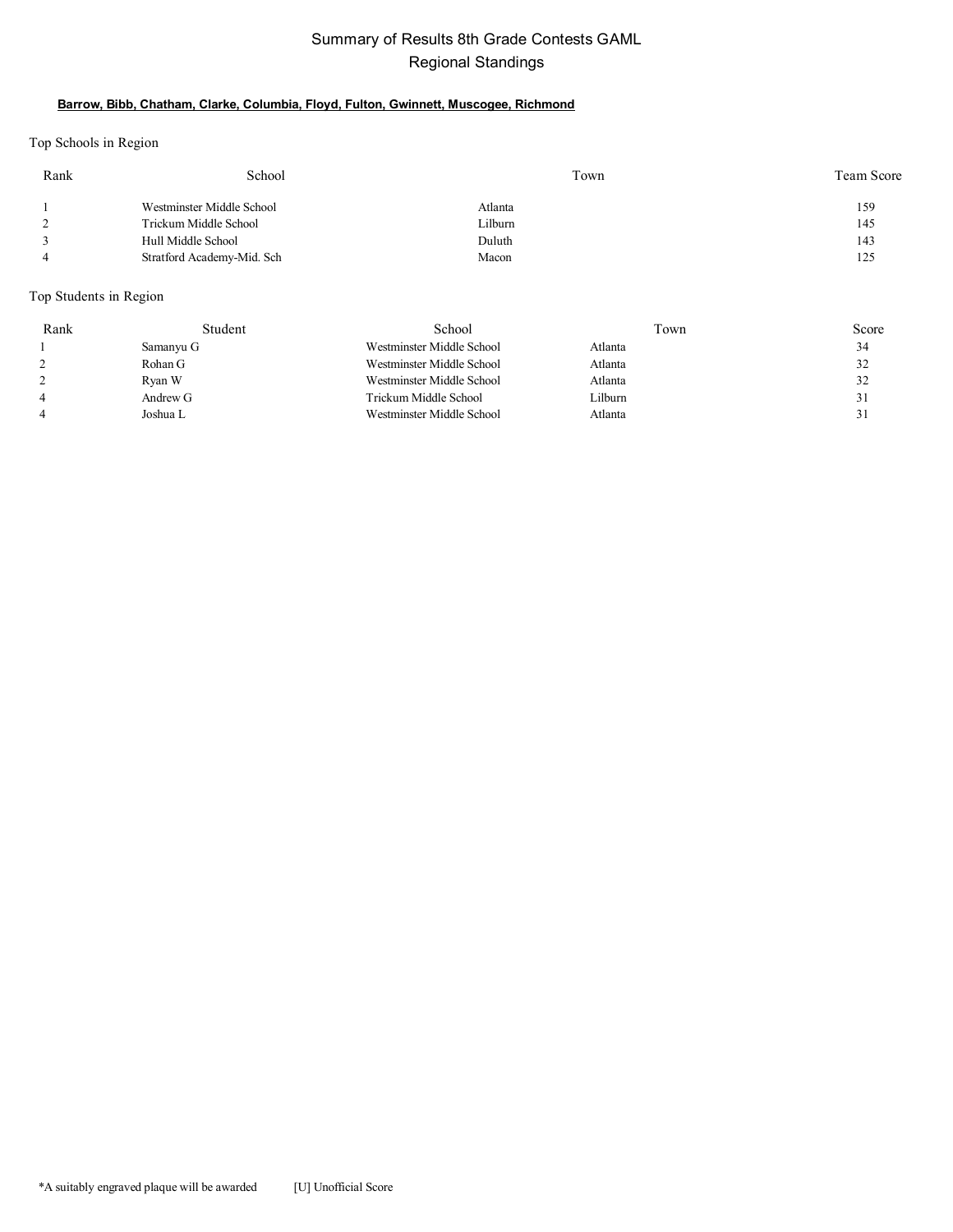# Summary of Results 8th Grade Contests GAML
## Regional Standings

**Barrow, Bibb, Chatham, Clarke, Columbia, Floyd, Fulton, Gwinnett, Muscogee, Richmond**

Top Schools in Region

| Rank | School | Town | Team Score |
|---|---|---|---|
| 1 | Westminster Middle School | Atlanta | 159 |
| 2 | Trickum Middle School | Lilburn | 145 |
| 3 | Hull Middle School | Duluth | 143 |
| 4 | Stratford Academy-Mid. Sch | Macon | 125 |

Top Students in Region

| Rank | Student | School | Town | Score |
|---|---|---|---|---|
| 1 | Samanyu G | Westminster Middle School | Atlanta | 34 |
| 2 | Rohan G | Westminster Middle School | Atlanta | 32 |
| 2 | Ryan W | Westminster Middle School | Atlanta | 32 |
| 4 | Andrew G | Trickum Middle School | Lilburn | 31 |
| 4 | Joshua L | Westminster Middle School | Atlanta | 31 |

*A suitably engraved plaque will be awarded [U] Unofficial Score